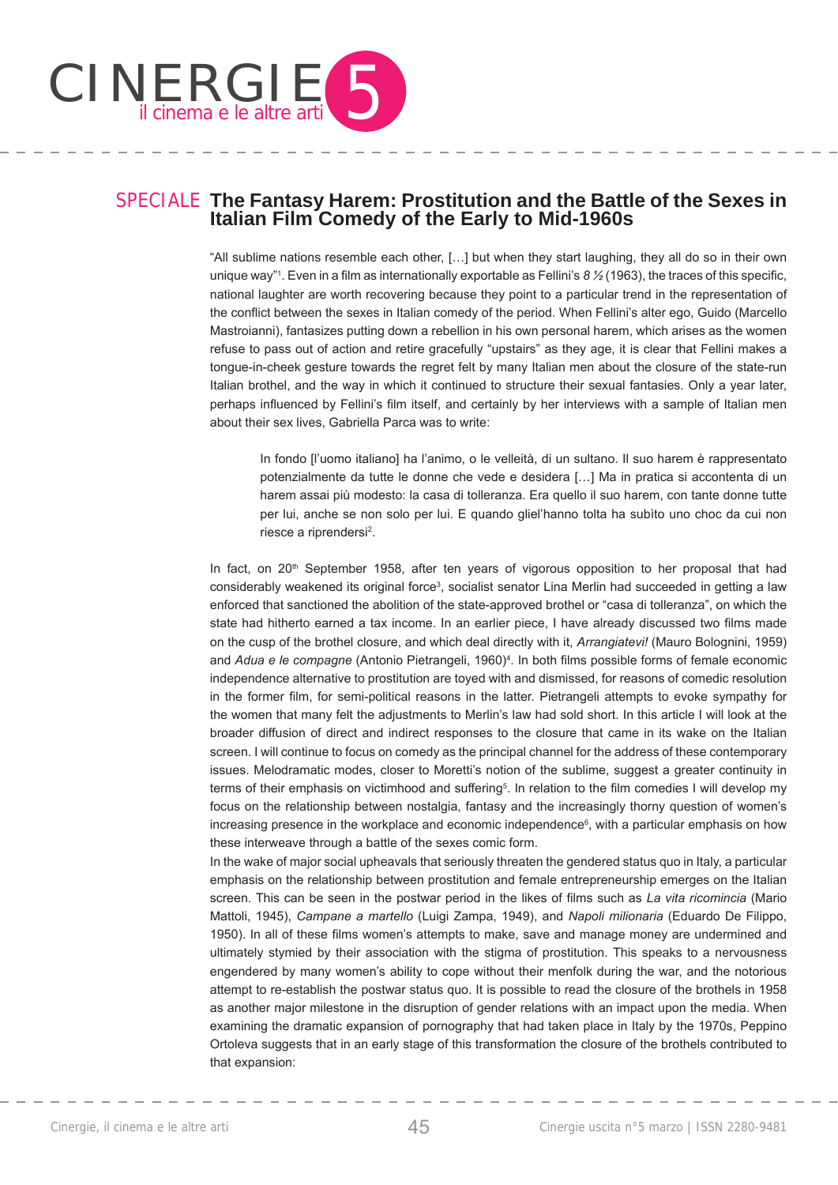# SPECIALE The Fantasy Harem: Prostitution and the Battle of the Sexes in Italian Film Comedy of the Early to Mid-1960s

"All sublime nations resemble each other, […] but when they start laughing, they all do so in their own unique way"[1]. Even in a film as internationally exportable as Fellini's *8 ½* (1963), the traces of this specific, national laughter are worth recovering because they point to a particular trend in the representation of the conflict between the sexes in Italian comedy of the period. When Fellini's alter ego, Guido (Marcello Mastroianni), fantasizes putting down a rebellion in his own personal harem, which arises as the women refuse to pass out of action and retire gracefully "upstairs" as they age, it is clear that Fellini makes a tongue-in-cheek gesture towards the regret felt by many Italian men about the closure of the state-run Italian brothel, and the way in which it continued to structure their sexual fantasies. Only a year later, perhaps influenced by Fellini's film itself, and certainly by her interviews with a sample of Italian men about their sex lives, Gabriella Parca was to write:

> In fondo [l'uomo italiano] ha l'animo, o le velleità, di un sultano. Il suo harem è rappresentato potenzialmente da tutte le donne che vede e desidera […] Ma in pratica si accontenta di un harem assai più modesto: la casa di tolleranza. Era quello il suo harem, con tante donne tutte per lui, anche se non solo per lui. E quando gliel'hanno tolta ha subìto uno choc da cui non riesce a riprendersi[2].

In fact, on 20th September 1958, after ten years of vigorous opposition to her proposal that had considerably weakened its original force[3], socialist senator Lina Merlin had succeeded in getting a law enforced that sanctioned the abolition of the state-approved brothel or "casa di tolleranza", on which the state had hitherto earned a tax income. In an earlier piece, I have already discussed two films made on the cusp of the brothel closure, and which deal directly with it, *Arrangiatevi!* (Mauro Bolognini, 1959) and *Adua e le compagne* (Antonio Pietrangeli, 1960)[4]. In both films possible forms of female economic independence alternative to prostitution are toyed with and dismissed, for reasons of comedic resolution in the former film, for semi-political reasons in the latter. Pietrangeli attempts to evoke sympathy for the women that many felt the adjustments to Merlin's law had sold short. In this article I will look at the broader diffusion of direct and indirect responses to the closure that came in its wake on the Italian screen. I will continue to focus on comedy as the principal channel for the address of these contemporary issues. Melodramatic modes, closer to Moretti's notion of the sublime, suggest a greater continuity in terms of their emphasis on victimhood and suffering[5]. In relation to the film comedies I will develop my focus on the relationship between nostalgia, fantasy and the increasingly thorny question of women's increasing presence in the workplace and economic independence[6], with a particular emphasis on how these interweave through a battle of the sexes comic form.

In the wake of major social upheavals that seriously threaten the gendered status quo in Italy, a particular emphasis on the relationship between prostitution and female entrepreneurship emerges on the Italian screen. This can be seen in the postwar period in the likes of films such as *La vita ricomincia* (Mario Mattoli, 1945), *Campane a martello* (Luigi Zampa, 1949), and *Napoli milionaria* (Eduardo De Filippo, 1950). In all of these films women's attempts to make, save and manage money are undermined and ultimately stymied by their association with the stigma of prostitution. This speaks to a nervousness engendered by many women's ability to cope without their menfolk during the war, and the notorious attempt to re-establish the postwar status quo. It is possible to read the closure of the brothels in 1958 as another major milestone in the disruption of gender relations with an impact upon the media. When examining the dramatic expansion of pornography that had taken place in Italy by the 1970s, Peppino Ortoleva suggests that in an early stage of this transformation the closure of the brothels contributed to that expansion: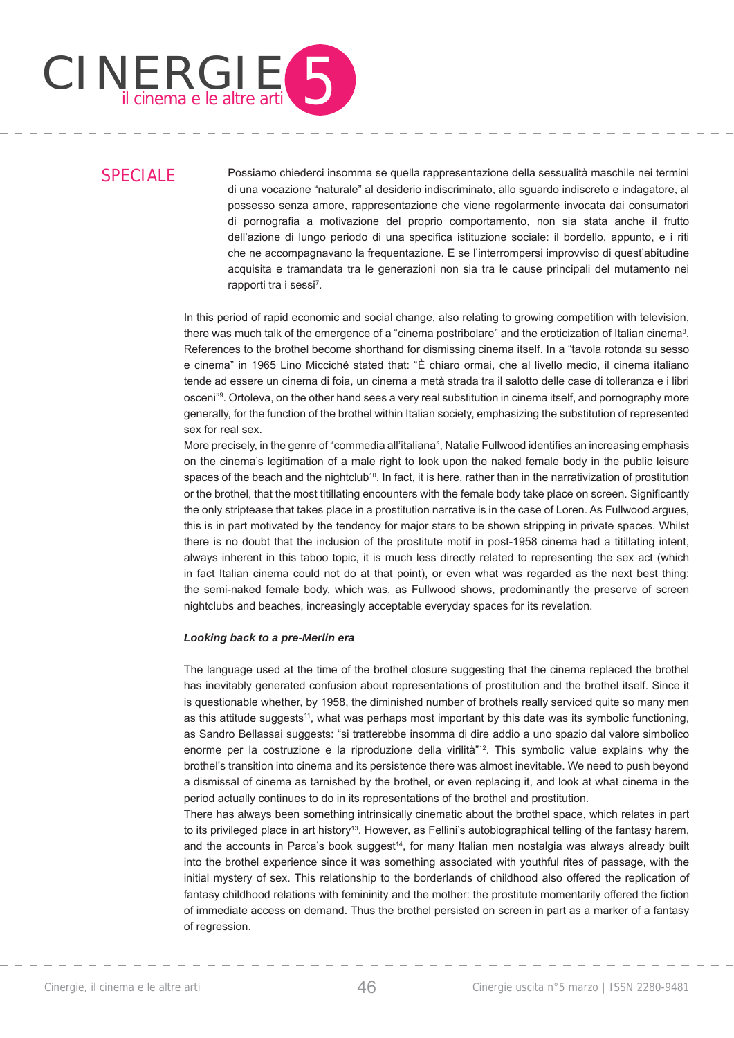Possiamo chiederci insomma se quella rappresentazione della sessualità maschile nei termini di una vocazione "naturale" al desiderio indiscriminato, allo sguardo indiscreto e indagatore, al possesso senza amore, rappresentazione che viene regolarmente invocata dai consumatori di pornografia a motivazione del proprio comportamento, non sia stata anche il frutto dell'azione di lungo periodo di una specifica istituzione sociale: il bordello, appunto, e i riti che ne accompagnavano la frequentazione. E se l'interrompersi improvviso di quest'abitudine acquisita e tramandata tra le generazioni non sia tra le cause principali del mutamento nei rapporti tra i sessi[7].

In this period of rapid economic and social change, also relating to growing competition with television, there was much talk of the emergence of a "cinema postribolare" and the eroticization of Italian cinema[8]. References to the brothel become shorthand for dismissing cinema itself. In a "tavola rotonda su sesso e cinema" in 1965 Lino Micciché stated that: "È chiaro ormai, che al livello medio, il cinema italiano tende ad essere un cinema di foia, un cinema a metà strada tra il salotto delle case di tolleranza e i libri osceni"[9]. Ortoleva, on the other hand sees a very real substitution in cinema itself, and pornography more generally, for the function of the brothel within Italian society, emphasizing the substitution of represented sex for real sex.

More precisely, in the genre of "commedia all'italiana", Natalie Fullwood identifies an increasing emphasis on the cinema's legitimation of a male right to look upon the naked female body in the public leisure spaces of the beach and the nightclub[10]. In fact, it is here, rather than in the narrativization of prostitution or the brothel, that the most titillating encounters with the female body take place on screen. Significantly the only striptease that takes place in a prostitution narrative is in the case of Loren. As Fullwood argues, this is in part motivated by the tendency for major stars to be shown stripping in private spaces. Whilst there is no doubt that the inclusion of the prostitute motif in post-1958 cinema had a titillating intent, always inherent in this taboo topic, it is much less directly related to representing the sex act (which in fact Italian cinema could not do at that point), or even what was regarded as the next best thing: the semi-naked female body, which was, as Fullwood shows, predominantly the preserve of screen nightclubs and beaches, increasingly acceptable everyday spaces for its revelation.

### *Looking back to a pre-Merlin era*

The language used at the time of the brothel closure suggesting that the cinema replaced the brothel has inevitably generated confusion about representations of prostitution and the brothel itself. Since it is questionable whether, by 1958, the diminished number of brothels really serviced quite so many men as this attitude suggests[11], what was perhaps most important by this date was its symbolic functioning, as Sandro Bellassai suggests: "si tratterebbe insomma di dire addio a uno spazio dal valore simbolico enorme per la costruzione e la riproduzione della virilità"[12]. This symbolic value explains why the brothel's transition into cinema and its persistence there was almost inevitable. We need to push beyond a dismissal of cinema as tarnished by the brothel, or even replacing it, and look at what cinema in the period actually continues to do in its representations of the brothel and prostitution.

There has always been something intrinsically cinematic about the brothel space, which relates in part to its privileged place in art history[13]. However, as Fellini's autobiographical telling of the fantasy harem, and the accounts in Parca's book suggest[14], for many Italian men nostalgia was always already built into the brothel experience since it was something associated with youthful rites of passage, with the initial mystery of sex. This relationship to the borderlands of childhood also offered the replication of fantasy childhood relations with femininity and the mother: the prostitute momentarily offered the fiction of immediate access on demand. Thus the brothel persisted on screen in part as a marker of a fantasy of regression.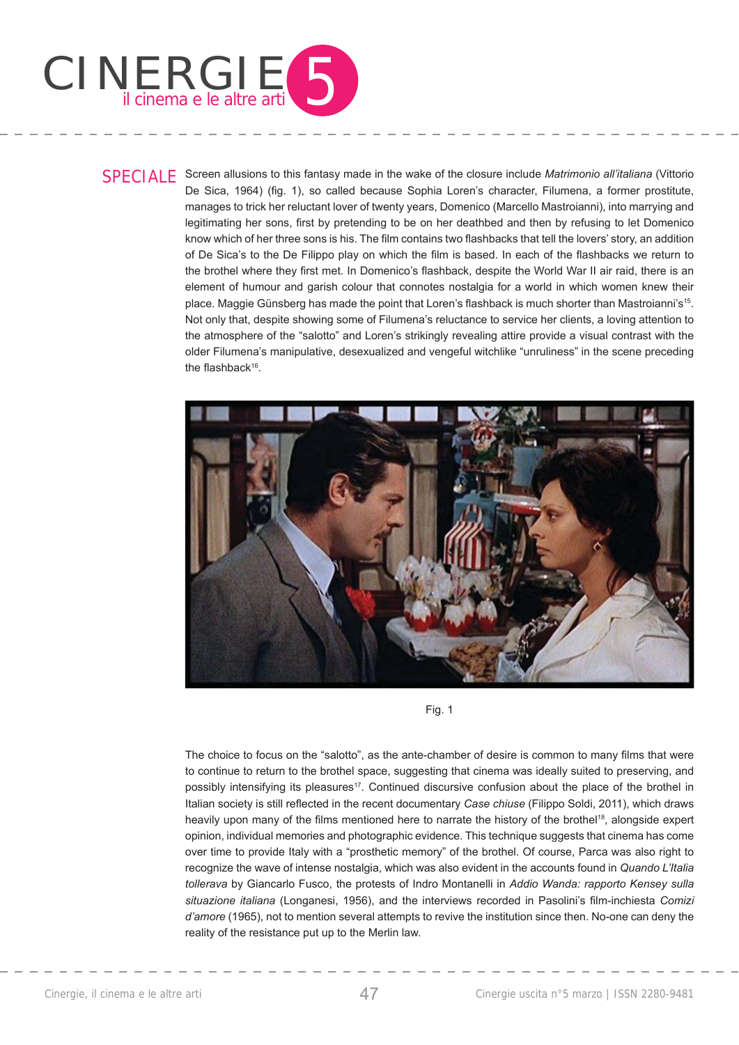Screen allusions to this fantasy made in the wake of the closure include *Matrimonio all'italiana* (Vittorio De Sica, 1964) (fig. 1), so called because Sophia Loren's character, Filumena, a former prostitute, manages to trick her reluctant lover of twenty years, Domenico (Marcello Mastroianni), into marrying and legitimating her sons, first by pretending to be on her deathbed and then by refusing to let Domenico know which of her three sons is his. The film contains two flashbacks that tell the lovers' story, an addition of De Sica's to the De Filippo play on which the film is based. In each of the flashbacks we return to the brothel where they first met. In Domenico's flashback, despite the World War II air raid, there is an element of humour and garish colour that connotes nostalgia for a world in which women knew their place. Maggie Günsberg has made the point that Loren's flashback is much shorter than Mastroianni's[15]. Not only that, despite showing some of Filumena's reluctance to service her clients, a loving attention to the atmosphere of the "salotto" and Loren's strikingly revealing attire provide a visual contrast with the older Filumena's manipulative, desexualized and vengeful witchlike "unruliness" in the scene preceding the flashback[16].

Fig. 1

The choice to focus on the "salotto", as the ante-chamber of desire is common to many films that were to continue to return to the brothel space, suggesting that cinema was ideally suited to preserving, and possibly intensifying its pleasures[17]. Continued discursive confusion about the place of the brothel in Italian society is still reflected in the recent documentary *Case chiuse* (Filippo Soldi, 2011), which draws heavily upon many of the films mentioned here to narrate the history of the brothel[18], alongside expert opinion, individual memories and photographic evidence. This technique suggests that cinema has come over time to provide Italy with a "prosthetic memory" of the brothel. Of course, Parca was also right to recognize the wave of intense nostalgia, which was also evident in the accounts found in *Quando L'Italia tollerava* by Giancarlo Fusco, the protests of Indro Montanelli in *Addio Wanda: rapporto Kensey sulla situazione italiana* (Longanesi, 1956), and the interviews recorded in Pasolini's film-inchiesta *Comizi d'amore* (1965), not to mention several attempts to revive the institution since then. No-one can deny the reality of the resistance put up to the Merlin law.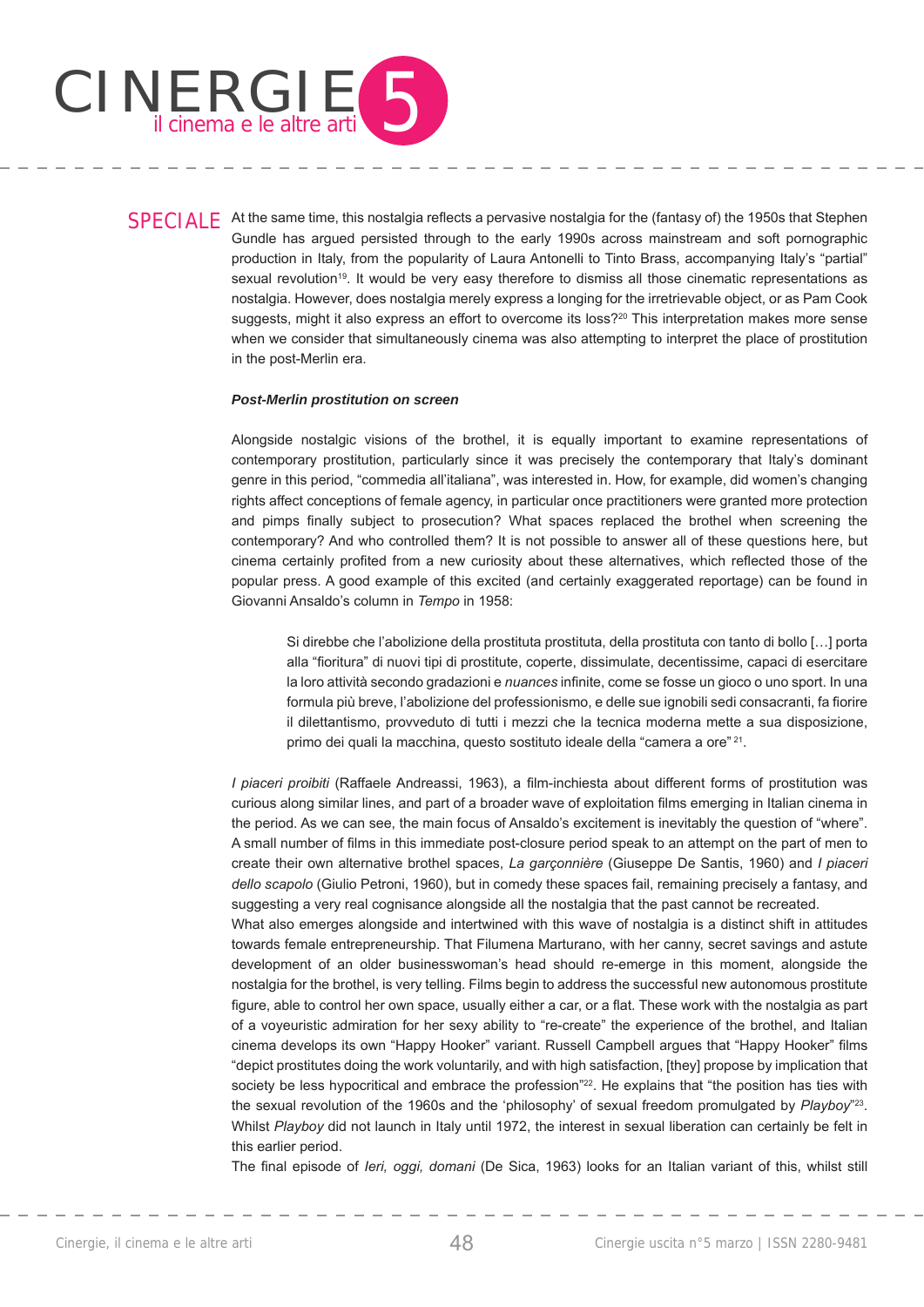At the same time, this nostalgia reflects a pervasive nostalgia for the (fantasy of) the 1950s that Stephen Gundle has argued persisted through to the early 1990s across mainstream and soft pornographic production in Italy, from the popularity of Laura Antonelli to Tinto Brass, accompanying Italy's "partial" sexual revolution[19]. It would be very easy therefore to dismiss all those cinematic representations as nostalgia. However, does nostalgia merely express a longing for the irretrievable object, or as Pam Cook suggests, might it also express an effort to overcome its loss?[20] This interpretation makes more sense when we consider that simultaneously cinema was also attempting to interpret the place of prostitution in the post-Merlin era.

***Post-Merlin prostitution on screen***

Alongside nostalgic visions of the brothel, it is equally important to examine representations of contemporary prostitution, particularly since it was precisely the contemporary that Italy's dominant genre in this period, "commedia all'italiana", was interested in. How, for example, did women's changing rights affect conceptions of female agency, in particular once practitioners were granted more protection and pimps finally subject to prosecution? What spaces replaced the brothel when screening the contemporary? And who controlled them? It is not possible to answer all of these questions here, but cinema certainly profited from a new curiosity about these alternatives, which reflected those of the popular press. A good example of this excited (and certainly exaggerated reportage) can be found in Giovanni Ansaldo's column in *Tempo* in 1958:

> Si direbbe che l'abolizione della prostituta prostituta, della prostituta con tanto di bollo […] porta alla "fioritura" di nuovi tipi di prostitute, coperte, dissimulate, decentissime, capaci di esercitare la loro attività secondo gradazioni e *nuances* infinite, come se fosse un gioco o uno sport. In una formula più breve, l'abolizione del professionismo, e delle sue ignobili sedi consacranti, fa fiorire il dilettantismo, provveduto di tutti i mezzi che la tecnica moderna mette a sua disposizione, primo dei quali la macchina, questo sostituto ideale della "camera a ore" [21].

*I piaceri proibiti* (Raffaele Andreassi, 1963), a film-inchiesta about different forms of prostitution was curious along similar lines, and part of a broader wave of exploitation films emerging in Italian cinema in the period. As we can see, the main focus of Ansaldo's excitement is inevitably the question of "where". A small number of films in this immediate post-closure period speak to an attempt on the part of men to create their own alternative brothel spaces, *La garçonnière* (Giuseppe De Santis, 1960) and *I piaceri dello scapolo* (Giulio Petroni, 1960), but in comedy these spaces fail, remaining precisely a fantasy, and suggesting a very real cognisance alongside all the nostalgia that the past cannot be recreated.

What also emerges alongside and intertwined with this wave of nostalgia is a distinct shift in attitudes towards female entrepreneurship. That Filumena Marturano, with her canny, secret savings and astute development of an older businesswoman's head should re-emerge in this moment, alongside the nostalgia for the brothel, is very telling. Films begin to address the successful new autonomous prostitute figure, able to control her own space, usually either a car, or a flat. These work with the nostalgia as part of a voyeuristic admiration for her sexy ability to "re-create" the experience of the brothel, and Italian cinema develops its own "Happy Hooker" variant. Russell Campbell argues that "Happy Hooker" films "depict prostitutes doing the work voluntarily, and with high satisfaction, [they] propose by implication that society be less hypocritical and embrace the profession"[22]. He explains that "the position has ties with the sexual revolution of the 1960s and the 'philosophy' of sexual freedom promulgated by *Playboy*"[23]. Whilst *Playboy* did not launch in Italy until 1972, the interest in sexual liberation can certainly be felt in this earlier period.

The final episode of *Ieri, oggi, domani* (De Sica, 1963) looks for an Italian variant of this, whilst still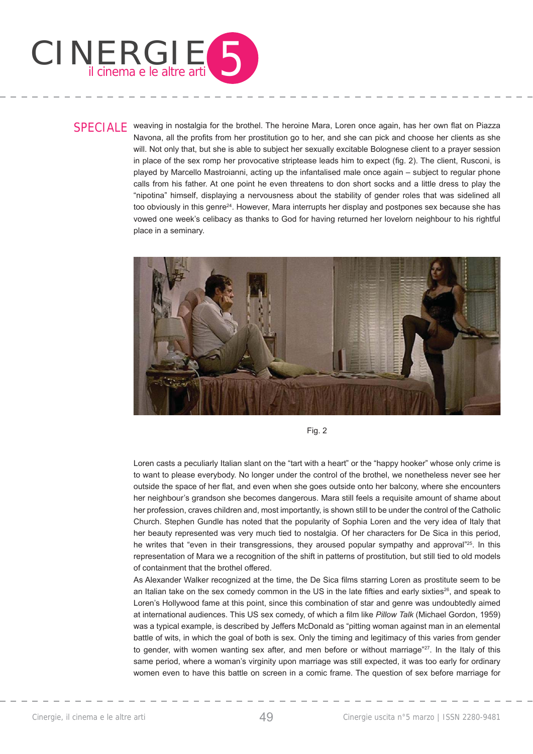weaving in nostalgia for the brothel. The heroine Mara, Loren once again, has her own flat on Piazza Navona, all the profits from her prostitution go to her, and she can pick and choose her clients as she will. Not only that, but she is able to subject her sexually excitable Bolognese client to a prayer session in place of the sex romp her provocative striptease leads him to expect (fig. 2). The client, Rusconi, is played by Marcello Mastroianni, acting up the infantalised male once again – subject to regular phone calls from his father. At one point he even threatens to don short socks and a little dress to play the "nipotina" himself, displaying a nervousness about the stability of gender roles that was sidelined all too obviously in this genre[24]. However, Mara interrupts her display and postpones sex because she has vowed one week's celibacy as thanks to God for having returned her lovelorn neighbour to his rightful place in a seminary.

Fig. 2

Loren casts a peculiarly Italian slant on the "tart with a heart" or the "happy hooker" whose only crime is to want to please everybody. No longer under the control of the brothel, we nonetheless never see her outside the space of her flat, and even when she goes outside onto her balcony, where she encounters her neighbour's grandson she becomes dangerous. Mara still feels a requisite amount of shame about her profession, craves children and, most importantly, is shown still to be under the control of the Catholic Church. Stephen Gundle has noted that the popularity of Sophia Loren and the very idea of Italy that her beauty represented was very much tied to nostalgia. Of her characters for De Sica in this period, he writes that "even in their transgressions, they aroused popular sympathy and approval"[25]. In this representation of Mara we a recognition of the shift in patterns of prostitution, but still tied to old models of containment that the brothel offered.

As Alexander Walker recognized at the time, the De Sica films starring Loren as prostitute seem to be an Italian take on the sex comedy common in the US in the late fifties and early sixties[26], and speak to Loren's Hollywood fame at this point, since this combination of star and genre was undoubtedly aimed at international audiences. This US sex comedy, of which a film like *Pillow Talk* (Michael Gordon, 1959) was a typical example, is described by Jeffers McDonald as "pitting woman against man in an elemental battle of wits, in which the goal of both is sex. Only the timing and legitimacy of this varies from gender to gender, with women wanting sex after, and men before or without marriage"[27]. In the Italy of this same period, where a woman's virginity upon marriage was still expected, it was too early for ordinary women even to have this battle on screen in a comic frame. The question of sex before marriage for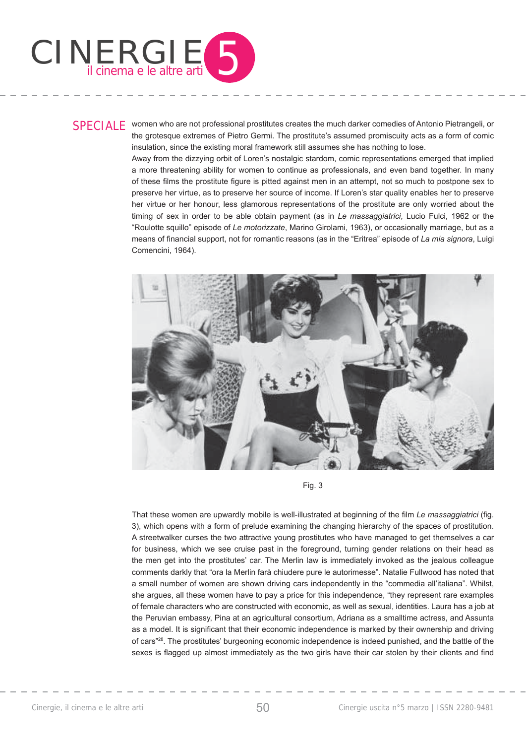women who are not professional prostitutes creates the much darker comedies of Antonio Pietrangeli, or the grotesque extremes of Pietro Germi. The prostitute's assumed promiscuity acts as a form of comic insulation, since the existing moral framework still assumes she has nothing to lose.

Away from the dizzying orbit of Loren's nostalgic stardom, comic representations emerged that implied a more threatening ability for women to continue as professionals, and even band together. In many of these films the prostitute figure is pitted against men in an attempt, not so much to postpone sex to preserve her virtue, as to preserve her source of income. If Loren's star quality enables her to preserve her virtue or her honour, less glamorous representations of the prostitute are only worried about the timing of sex in order to be able obtain payment (as in *Le massaggiatrici*, Lucio Fulci, 1962 or the "Roulotte squillo" episode of *Le motorizzate*, Marino Girolami, 1963), or occasionally marriage, but as a means of financial support, not for romantic reasons (as in the "Eritrea" episode of *La mia signora*, Luigi Comencini, 1964).

Fig. 3

That these women are upwardly mobile is well-illustrated at beginning of the film *Le massaggiatrici* (fig. 3), which opens with a form of prelude examining the changing hierarchy of the spaces of prostitution. A streetwalker curses the two attractive young prostitutes who have managed to get themselves a car for business, which we see cruise past in the foreground, turning gender relations on their head as the men get into the prostitutes' car. The Merlin law is immediately invoked as the jealous colleague comments darkly that "ora la Merlin farà chiudere pure le autorimesse". Natalie Fullwood has noted that a small number of women are shown driving cars independently in the "commedia all'italiana". Whilst, she argues, all these women have to pay a price for this independence, "they represent rare examples of female characters who are constructed with economic, as well as sexual, identities. Laura has a job at the Peruvian embassy, Pina at an agricultural consortium, Adriana as a smalltime actress, and Assunta as a model. It is significant that their economic independence is marked by their ownership and driving of cars"[28]. The prostitutes' burgeoning economic independence is indeed punished, and the battle of the sexes is flagged up almost immediately as the two girls have their car stolen by their clients and find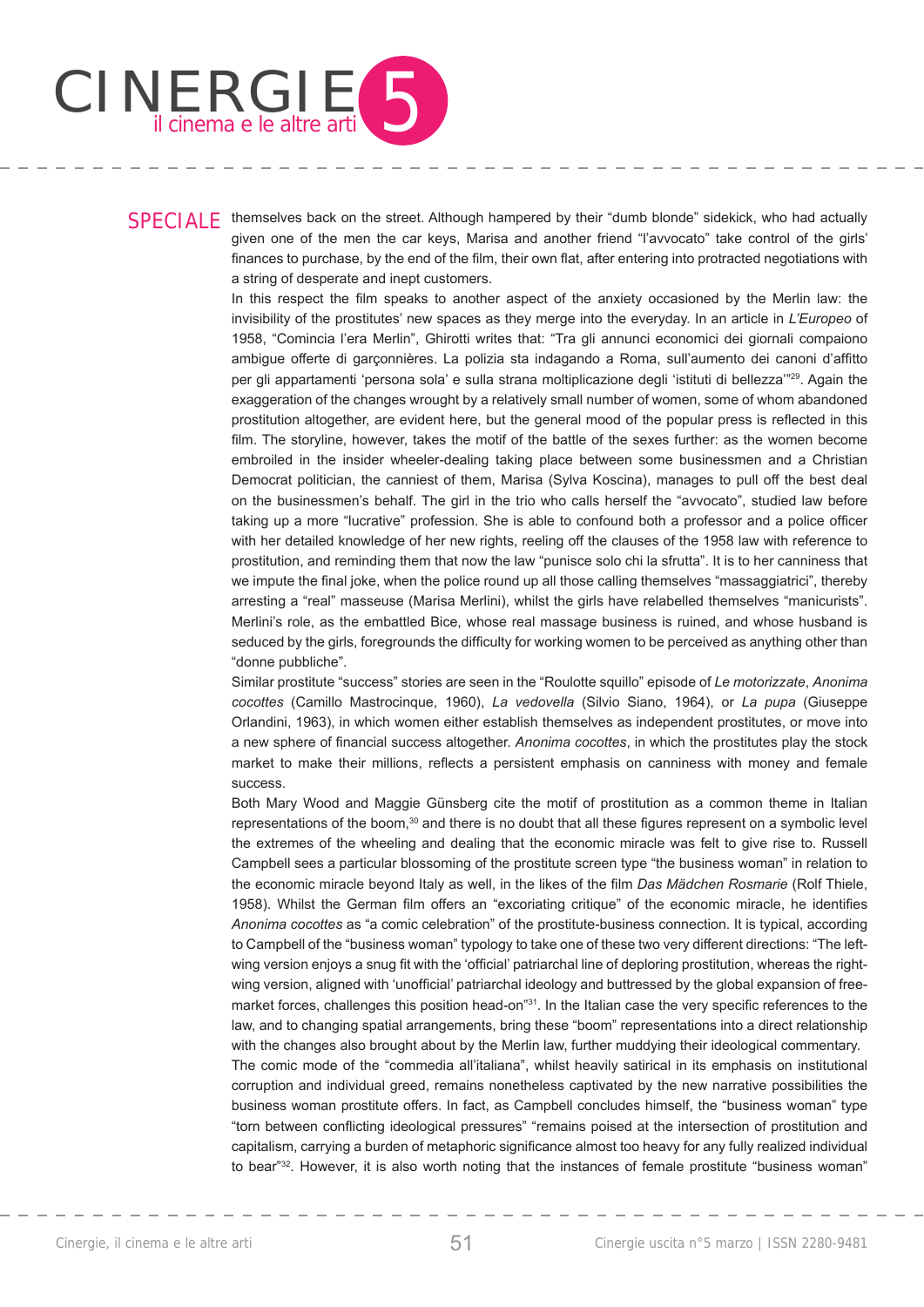themselves back on the street. Although hampered by their "dumb blonde" sidekick, who had actually given one of the men the car keys, Marisa and another friend "l'avvocato" take control of the girls' finances to purchase, by the end of the film, their own flat, after entering into protracted negotiations with a string of desperate and inept customers.

In this respect the film speaks to another aspect of the anxiety occasioned by the Merlin law: the invisibility of the prostitutes' new spaces as they merge into the everyday. In an article in *L'Europeo* of 1958, "Comincia l'era Merlin", Ghirotti writes that: "Tra gli annunci economici dei giornali compaiono ambigue offerte di garçonnières. La polizia sta indagando a Roma, sull'aumento dei canoni d'affitto per gli appartamenti 'persona sola' e sulla strana moltiplicazione degli 'istituti di bellezza'"[29]. Again the exaggeration of the changes wrought by a relatively small number of women, some of whom abandoned prostitution altogether, are evident here, but the general mood of the popular press is reflected in this film. The storyline, however, takes the motif of the battle of the sexes further: as the women become embroiled in the insider wheeler-dealing taking place between some businessmen and a Christian Democrat politician, the canniest of them, Marisa (Sylva Koscina), manages to pull off the best deal on the businessmen's behalf. The girl in the trio who calls herself the "avvocato", studied law before taking up a more "lucrative" profession. She is able to confound both a professor and a police officer with her detailed knowledge of her new rights, reeling off the clauses of the 1958 law with reference to prostitution, and reminding them that now the law "punisce solo chi la sfrutta". It is to her canniness that we impute the final joke, when the police round up all those calling themselves "massaggiatrici", thereby arresting a "real" masseuse (Marisa Merlini), whilst the girls have relabelled themselves "manicurists". Merlini's role, as the embattled Bice, whose real massage business is ruined, and whose husband is seduced by the girls, foregrounds the difficulty for working women to be perceived as anything other than "donne pubbliche".

Similar prostitute "success" stories are seen in the "Roulotte squillo" episode of *Le motorizzate*, *Anonima cocottes* (Camillo Mastrocinque, 1960), *La vedovella* (Silvio Siano, 1964), or *La pupa* (Giuseppe Orlandini, 1963), in which women either establish themselves as independent prostitutes, or move into a new sphere of financial success altogether. *Anonima cocottes*, in which the prostitutes play the stock market to make their millions, reflects a persistent emphasis on canniness with money and female success.

Both Mary Wood and Maggie Günsberg cite the motif of prostitution as a common theme in Italian representations of the boom,[30] and there is no doubt that all these figures represent on a symbolic level the extremes of the wheeling and dealing that the economic miracle was felt to give rise to. Russell Campbell sees a particular blossoming of the prostitute screen type "the business woman" in relation to the economic miracle beyond Italy as well, in the likes of the film *Das Mädchen Rosmarie* (Rolf Thiele, 1958). Whilst the German film offers an "excoriating critique" of the economic miracle, he identifies *Anonima cocottes* as "a comic celebration" of the prostitute-business connection. It is typical, according to Campbell of the "business woman" typology to take one of these two very different directions: "The left-wing version enjoys a snug fit with the 'official' patriarchal line of deploring prostitution, whereas the right-wing version, aligned with 'unofficial' patriarchal ideology and buttressed by the global expansion of free-market forces, challenges this position head-on"[31]. In the Italian case the very specific references to the law, and to changing spatial arrangements, bring these "boom" representations into a direct relationship with the changes also brought about by the Merlin law, further muddying their ideological commentary.

The comic mode of the "commedia all'italiana", whilst heavily satirical in its emphasis on institutional corruption and individual greed, remains nonetheless captivated by the new narrative possibilities the business woman prostitute offers. In fact, as Campbell concludes himself, the "business woman" type "torn between conflicting ideological pressures" "remains poised at the intersection of prostitution and capitalism, carrying a burden of metaphoric significance almost too heavy for any fully realized individual to bear"[32]. However, it is also worth noting that the instances of female prostitute "business woman"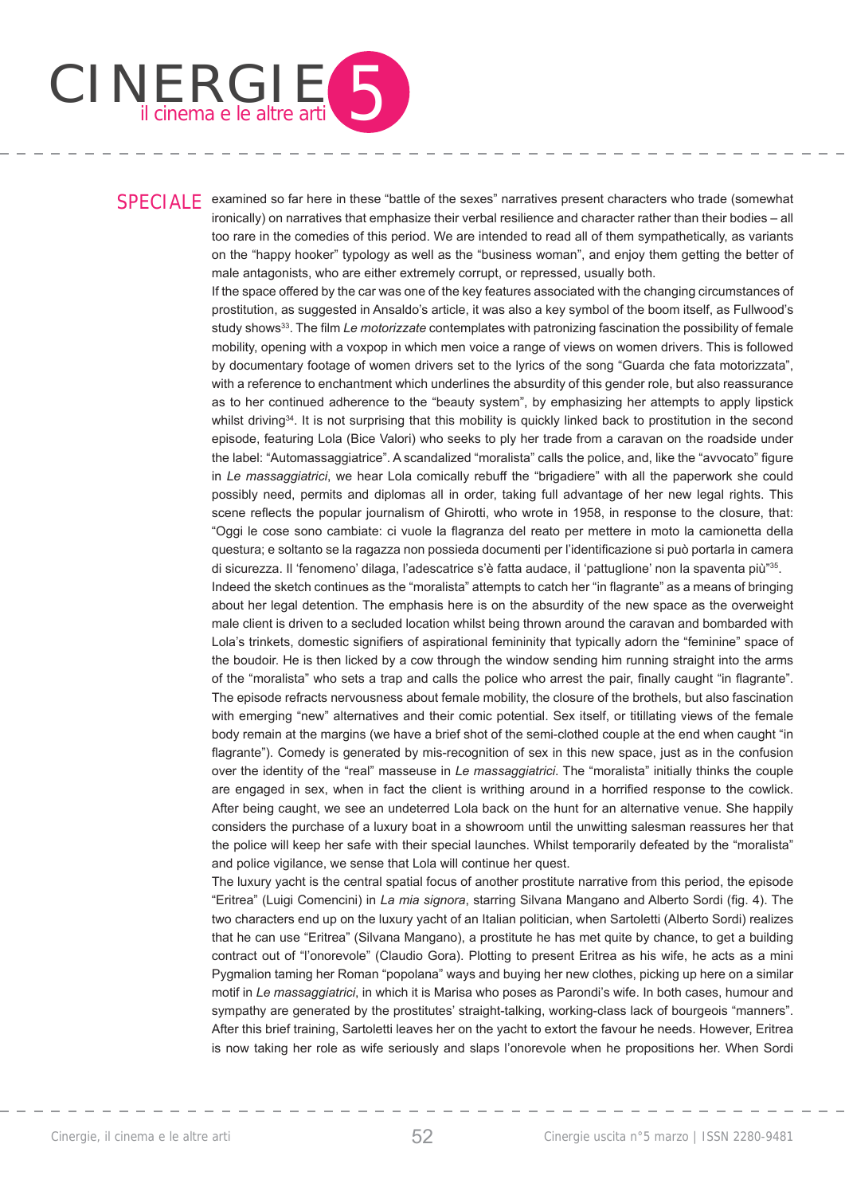examined so far here in these "battle of the sexes" narratives present characters who trade (somewhat ironically) on narratives that emphasize their verbal resilience and character rather than their bodies – all too rare in the comedies of this period. We are intended to read all of them sympathetically, as variants on the "happy hooker" typology as well as the "business woman", and enjoy them getting the better of male antagonists, who are either extremely corrupt, or repressed, usually both.

If the space offered by the car was one of the key features associated with the changing circumstances of prostitution, as suggested in Ansaldo's article, it was also a key symbol of the boom itself, as Fullwood's study shows[33]. The film *Le motorizzate* contemplates with patronizing fascination the possibility of female mobility, opening with a voxpop in which men voice a range of views on women drivers. This is followed by documentary footage of women drivers set to the lyrics of the song "Guarda che fata motorizzata", with a reference to enchantment which underlines the absurdity of this gender role, but also reassurance as to her continued adherence to the "beauty system", by emphasizing her attempts to apply lipstick whilst driving[34]. It is not surprising that this mobility is quickly linked back to prostitution in the second episode, featuring Lola (Bice Valori) who seeks to ply her trade from a caravan on the roadside under the label: "Automassaggiatrice". A scandalized "moralista" calls the police, and, like the "avvocato" figure in *Le massaggiatrici*, we hear Lola comically rebuff the "brigadiere" with all the paperwork she could possibly need, permits and diplomas all in order, taking full advantage of her new legal rights. This scene reflects the popular journalism of Ghirotti, who wrote in 1958, in response to the closure, that: "Oggi le cose sono cambiate: ci vuole la flagranza del reato per mettere in moto la camionetta della questura; e soltanto se la ragazza non possieda documenti per l'identificazione si può portarla in camera di sicurezza. Il 'fenomeno' dilaga, l'adescatrice s'è fatta audace, il 'pattuglione' non la spaventa più"[35].

Indeed the sketch continues as the "moralista" attempts to catch her "in flagrante" as a means of bringing about her legal detention. The emphasis here is on the absurdity of the new space as the overweight male client is driven to a secluded location whilst being thrown around the caravan and bombarded with Lola's trinkets, domestic signifiers of aspirational femininity that typically adorn the "feminine" space of the boudoir. He is then licked by a cow through the window sending him running straight into the arms of the "moralista" who sets a trap and calls the police who arrest the pair, finally caught "in flagrante". The episode refracts nervousness about female mobility, the closure of the brothels, but also fascination with emerging "new" alternatives and their comic potential. Sex itself, or titillating views of the female body remain at the margins (we have a brief shot of the semi-clothed couple at the end when caught "in flagrante"). Comedy is generated by mis-recognition of sex in this new space, just as in the confusion over the identity of the "real" masseuse in *Le massaggiatrici*. The "moralista" initially thinks the couple are engaged in sex, when in fact the client is writhing around in a horrified response to the cowlick. After being caught, we see an undeterred Lola back on the hunt for an alternative venue. She happily considers the purchase of a luxury boat in a showroom until the unwitting salesman reassures her that the police will keep her safe with their special launches. Whilst temporarily defeated by the "moralista" and police vigilance, we sense that Lola will continue her quest.

The luxury yacht is the central spatial focus of another prostitute narrative from this period, the episode "Eritrea" (Luigi Comencini) in *La mia signora*, starring Silvana Mangano and Alberto Sordi (fig. 4). The two characters end up on the luxury yacht of an Italian politician, when Sartoletti (Alberto Sordi) realizes that he can use "Eritrea" (Silvana Mangano), a prostitute he has met quite by chance, to get a building contract out of "l'onorevole" (Claudio Gora). Plotting to present Eritrea as his wife, he acts as a mini Pygmalion taming her Roman "popolana" ways and buying her new clothes, picking up here on a similar motif in *Le massaggiatrici*, in which it is Marisa who poses as Parondi's wife. In both cases, humour and sympathy are generated by the prostitutes' straight-talking, working-class lack of bourgeois "manners". After this brief training, Sartoletti leaves her on the yacht to extort the favour he needs. However, Eritrea is now taking her role as wife seriously and slaps l'onorevole when he propositions her. When Sordi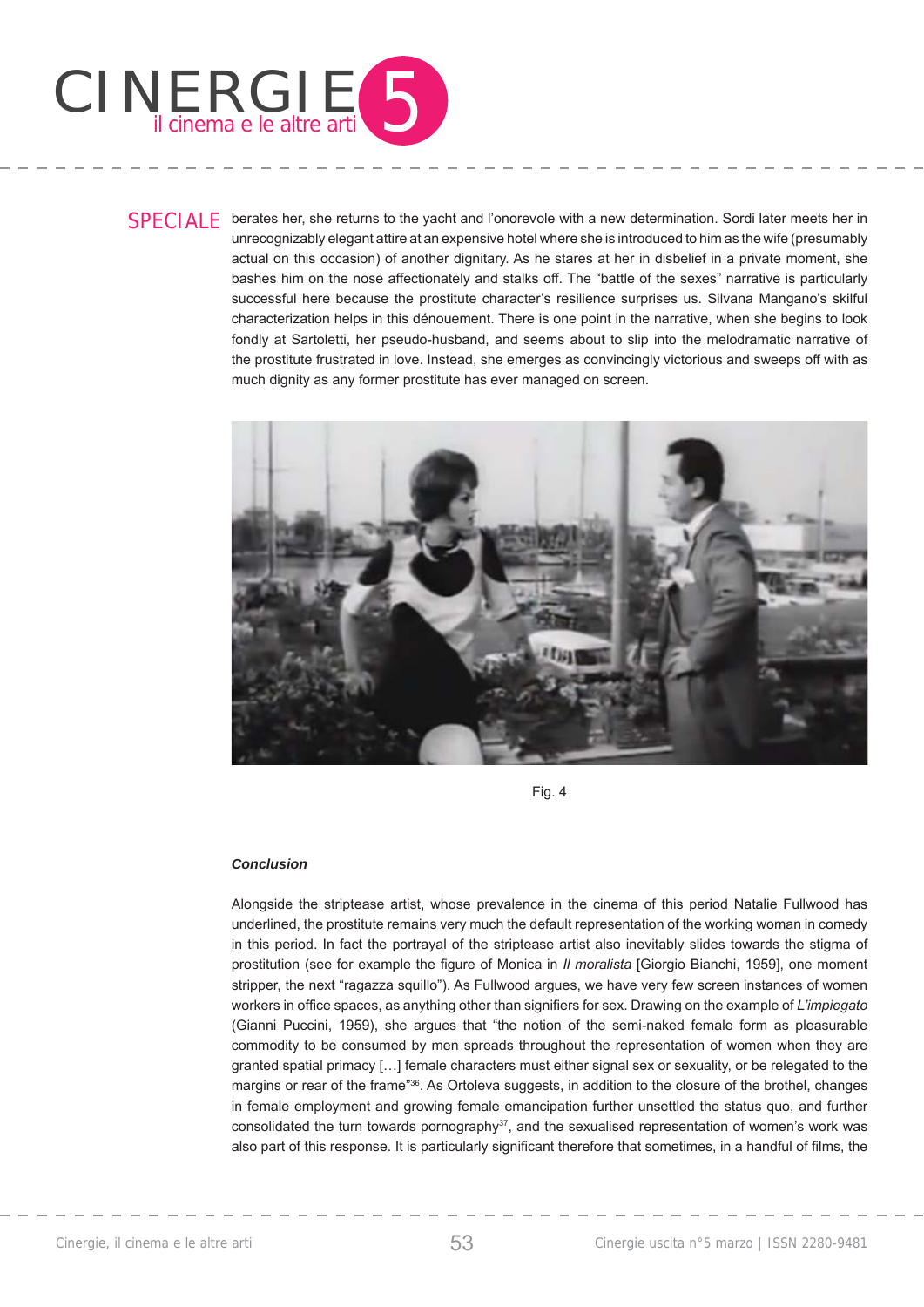berates her, she returns to the yacht and l'onorevole with a new determination. Sordi later meets her in unrecognizably elegant attire at an expensive hotel where she is introduced to him as the wife (presumably actual on this occasion) of another dignitary. As he stares at her in disbelief in a private moment, she bashes him on the nose affectionately and stalks off. The "battle of the sexes" narrative is particularly successful here because the prostitute character's resilience surprises us. Silvana Mangano's skilful characterization helps in this dénouement. There is one point in the narrative, when she begins to look fondly at Sartoletti, her pseudo-husband, and seems about to slip into the melodramatic narrative of the prostitute frustrated in love. Instead, she emerges as convincingly victorious and sweeps off with as much dignity as any former prostitute has ever managed on screen.

Fig. 4

***Conclusion***

Alongside the striptease artist, whose prevalence in the cinema of this period Natalie Fullwood has underlined, the prostitute remains very much the default representation of the working woman in comedy in this period. In fact the portrayal of the striptease artist also inevitably slides towards the stigma of prostitution (see for example the figure of Monica in *Il moralista* [Giorgio Bianchi, 1959], one moment stripper, the next "ragazza squillo"). As Fullwood argues, we have very few screen instances of women workers in office spaces, as anything other than signifiers for sex. Drawing on the example of *L'impiegato* (Gianni Puccini, 1959), she argues that "the notion of the semi-naked female form as pleasurable commodity to be consumed by men spreads throughout the representation of women when they are granted spatial primacy […] female characters must either signal sex or sexuality, or be relegated to the margins or rear of the frame"[36]. As Ortoleva suggests, in addition to the closure of the brothel, changes in female employment and growing female emancipation further unsettled the status quo, and further consolidated the turn towards pornography[37], and the sexualised representation of women's work was also part of this response. It is particularly significant therefore that sometimes, in a handful of films, the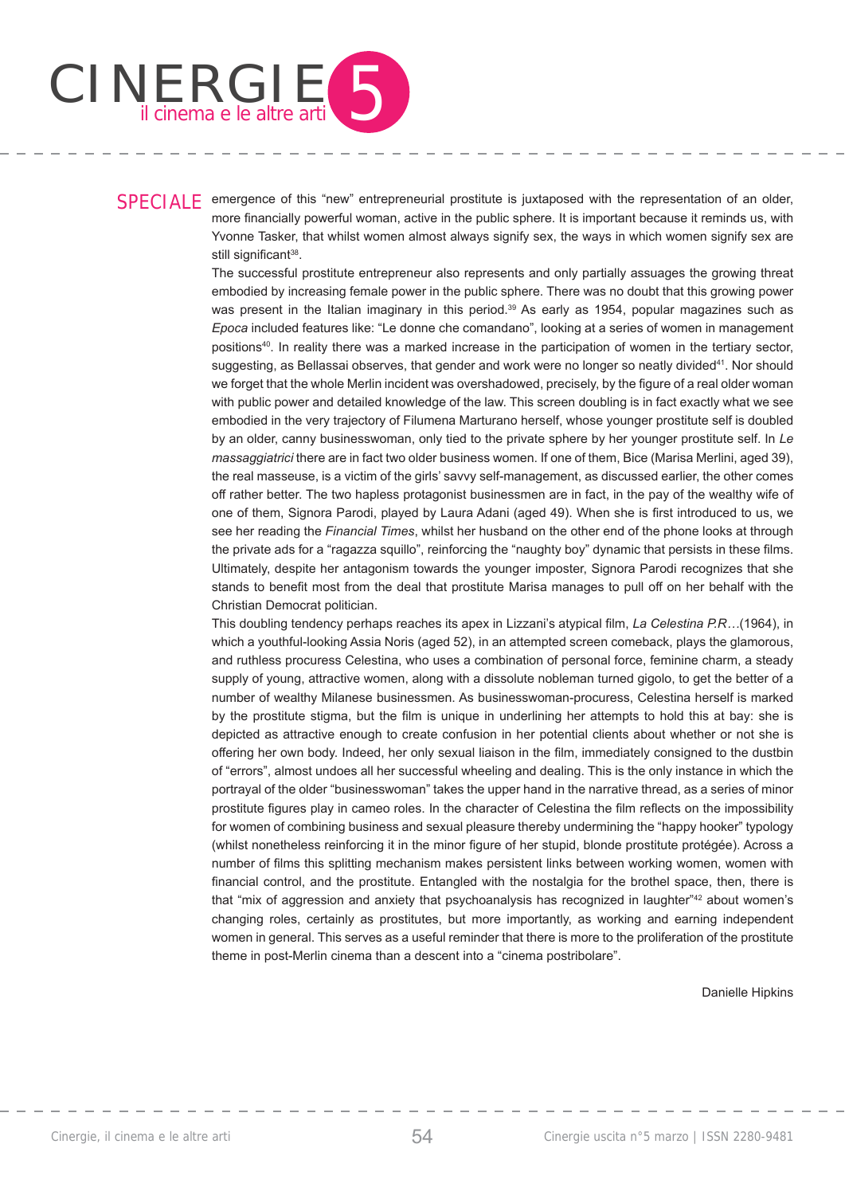emergence of this "new" entrepreneurial prostitute is juxtaposed with the representation of an older, more financially powerful woman, active in the public sphere. It is important because it reminds us, with Yvonne Tasker, that whilst women almost always signify sex, the ways in which women signify sex are still significant[38].

The successful prostitute entrepreneur also represents and only partially assuages the growing threat embodied by increasing female power in the public sphere. There was no doubt that this growing power was present in the Italian imaginary in this period.[39] As early as 1954, popular magazines such as *Epoca* included features like: "Le donne che comandano", looking at a series of women in management positions[40]. In reality there was a marked increase in the participation of women in the tertiary sector, suggesting, as Bellassai observes, that gender and work were no longer so neatly divided[41]. Nor should we forget that the whole Merlin incident was overshadowed, precisely, by the figure of a real older woman with public power and detailed knowledge of the law. This screen doubling is in fact exactly what we see embodied in the very trajectory of Filumena Marturano herself, whose younger prostitute self is doubled by an older, canny businesswoman, only tied to the private sphere by her younger prostitute self. In *Le massaggiatrici* there are in fact two older business women. If one of them, Bice (Marisa Merlini, aged 39), the real masseuse, is a victim of the girls' savvy self-management, as discussed earlier, the other comes off rather better. The two hapless protagonist businessmen are in fact, in the pay of the wealthy wife of one of them, Signora Parodi, played by Laura Adani (aged 49). When she is first introduced to us, we see her reading the *Financial Times*, whilst her husband on the other end of the phone looks at through the private ads for a "ragazza squillo", reinforcing the "naughty boy" dynamic that persists in these films. Ultimately, despite her antagonism towards the younger imposter, Signora Parodi recognizes that she stands to benefit most from the deal that prostitute Marisa manages to pull off on her behalf with the Christian Democrat politician.

This doubling tendency perhaps reaches its apex in Lizzani's atypical film, *La Celestina P.R…*(1964), in which a youthful-looking Assia Noris (aged 52), in an attempted screen comeback, plays the glamorous, and ruthless procuress Celestina, who uses a combination of personal force, feminine charm, a steady supply of young, attractive women, along with a dissolute nobleman turned gigolo, to get the better of a number of wealthy Milanese businessmen. As businesswoman-procuress, Celestina herself is marked by the prostitute stigma, but the film is unique in underlining her attempts to hold this at bay: she is depicted as attractive enough to create confusion in her potential clients about whether or not she is offering her own body. Indeed, her only sexual liaison in the film, immediately consigned to the dustbin of "errors", almost undoes all her successful wheeling and dealing. This is the only instance in which the portrayal of the older "businesswoman" takes the upper hand in the narrative thread, as a series of minor prostitute figures play in cameo roles. In the character of Celestina the film reflects on the impossibility for women of combining business and sexual pleasure thereby undermining the "happy hooker" typology (whilst nonetheless reinforcing it in the minor figure of her stupid, blonde prostitute protégée). Across a number of films this splitting mechanism makes persistent links between working women, women with financial control, and the prostitute. Entangled with the nostalgia for the brothel space, then, there is that "mix of aggression and anxiety that psychoanalysis has recognized in laughter"[42] about women's changing roles, certainly as prostitutes, but more importantly, as working and earning independent women in general. This serves as a useful reminder that there is more to the proliferation of the prostitute theme in post-Merlin cinema than a descent into a "cinema postribolare".

Danielle Hipkins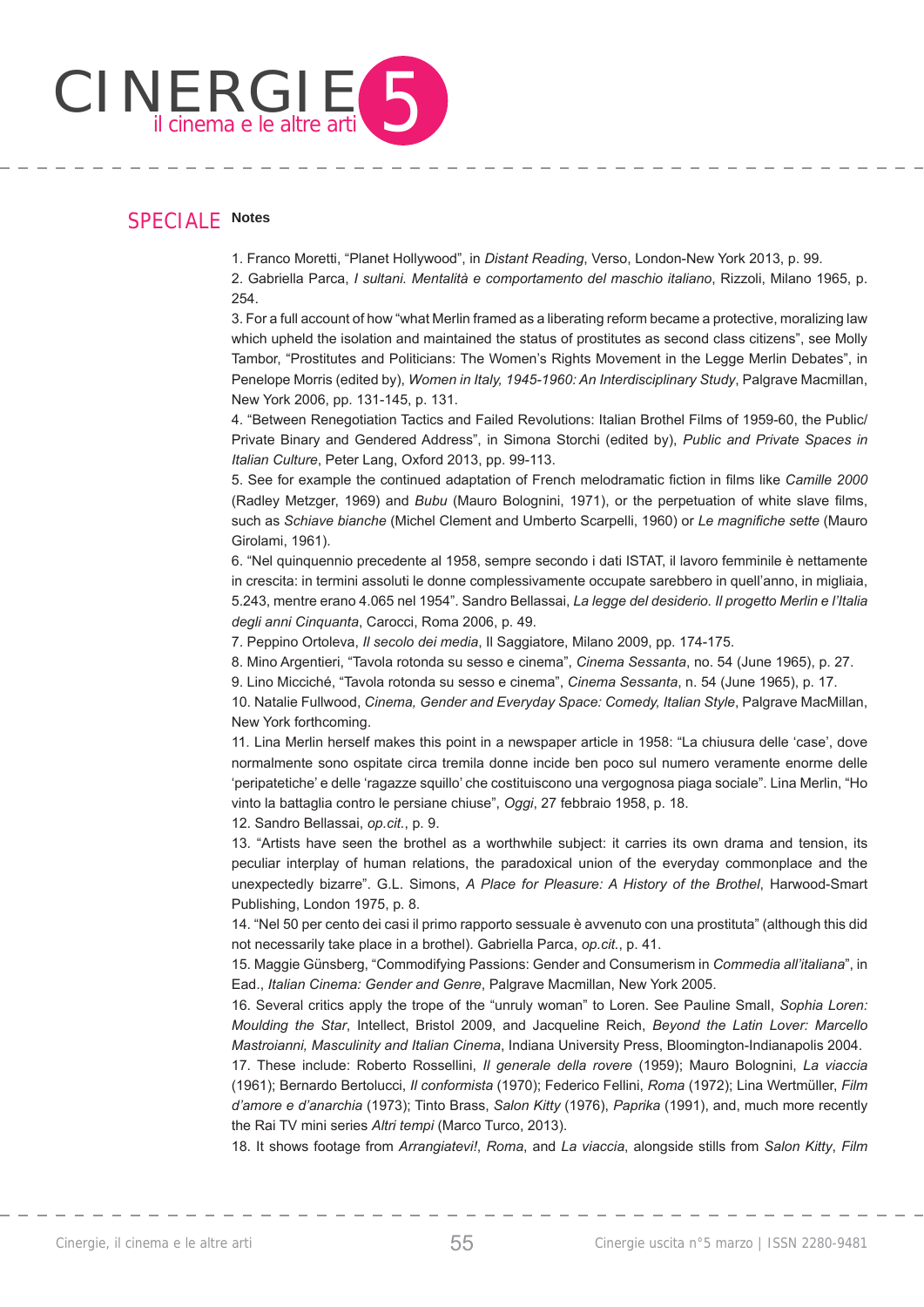## Notes

1. Franco Moretti, "Planet Hollywood", in *Distant Reading*, Verso, London-New York 2013, p. 99.

2. Gabriella Parca, *I sultani. Mentalità e comportamento del maschio italiano*, Rizzoli, Milano 1965, p. 254.

3. For a full account of how "what Merlin framed as a liberating reform became a protective, moralizing law which upheld the isolation and maintained the status of prostitutes as second class citizens", see Molly Tambor, "Prostitutes and Politicians: The Women's Rights Movement in the Legge Merlin Debates", in Penelope Morris (edited by), *Women in Italy, 1945-1960: An Interdisciplinary Study*, Palgrave Macmillan, New York 2006, pp. 131-145, p. 131.

4. "Between Renegotiation Tactics and Failed Revolutions: Italian Brothel Films of 1959-60, the Public/Private Binary and Gendered Address", in Simona Storchi (edited by), *Public and Private Spaces in Italian Culture*, Peter Lang, Oxford 2013, pp. 99-113.

5. See for example the continued adaptation of French melodramatic fiction in films like *Camille 2000* (Radley Metzger, 1969) and *Bubu* (Mauro Bolognini, 1971), or the perpetuation of white slave films, such as *Schiave bianche* (Michel Clement and Umberto Scarpelli, 1960) or *Le magnifiche sette* (Mauro Girolami, 1961).

6. "Nel quinquennio precedente al 1958, sempre secondo i dati ISTAT, il lavoro femminile è nettamente in crescita: in termini assoluti le donne complessivamente occupate sarebbero in quell'anno, in migliaia, 5.243, mentre erano 4.065 nel 1954". Sandro Bellassai, *La legge del desiderio. Il progetto Merlin e l'Italia degli anni Cinquanta*, Carocci, Roma 2006, p. 49.

7. Peppino Ortoleva, *Il secolo dei media*, Il Saggiatore, Milano 2009, pp. 174-175.

8. Mino Argentieri, "Tavola rotonda su sesso e cinema", *Cinema Sessanta*, no. 54 (June 1965), p. 27.

9. Lino Micciché, "Tavola rotonda su sesso e cinema", *Cinema Sessanta*, n. 54 (June 1965), p. 17.

10. Natalie Fullwood, *Cinema, Gender and Everyday Space: Comedy, Italian Style*, Palgrave MacMillan, New York forthcoming.

11. Lina Merlin herself makes this point in a newspaper article in 1958: "La chiusura delle 'case', dove normalmente sono ospitate circa tremila donne incide ben poco sul numero veramente enorme delle 'peripatetiche' e delle 'ragazze squillo' che costituiscono una vergognosa piaga sociale". Lina Merlin, "Ho vinto la battaglia contro le persiane chiuse", *Oggi*, 27 febbraio 1958, p. 18.

12. Sandro Bellassai, *op.cit.*, p. 9.

13. "Artists have seen the brothel as a worthwhile subject: it carries its own drama and tension, its peculiar interplay of human relations, the paradoxical union of the everyday commonplace and the unexpectedly bizarre". G.L. Simons, *A Place for Pleasure: A History of the Brothel*, Harwood-Smart Publishing, London 1975, p. 8.

14. "Nel 50 per cento dei casi il primo rapporto sessuale è avvenuto con una prostituta" (although this did not necessarily take place in a brothel). Gabriella Parca, *op.cit.*, p. 41.

15. Maggie Günsberg, "Commodifying Passions: Gender and Consumerism in *Commedia all'italiana*", in Ead., *Italian Cinema: Gender and Genre*, Palgrave Macmillan, New York 2005.

16. Several critics apply the trope of the "unruly woman" to Loren. See Pauline Small, *Sophia Loren: Moulding the Star*, Intellect, Bristol 2009, and Jacqueline Reich, *Beyond the Latin Lover: Marcello Mastroianni, Masculinity and Italian Cinema*, Indiana University Press, Bloomington-Indianapolis 2004.

17. These include: Roberto Rossellini, *Il generale della rovere* (1959); Mauro Bolognini, *La viaccia* (1961); Bernardo Bertolucci, *Il conformista* (1970); Federico Fellini, *Roma* (1972); Lina Wertmüller, *Film d'amore e d'anarchia* (1973); Tinto Brass, *Salon Kitty* (1976), *Paprika* (1991), and, much more recently the Rai TV mini series *Altri tempi* (Marco Turco, 2013).

18. It shows footage from *Arrangiatevi!*, *Roma*, and *La viaccia*, alongside stills from *Salon Kitty*, *Film*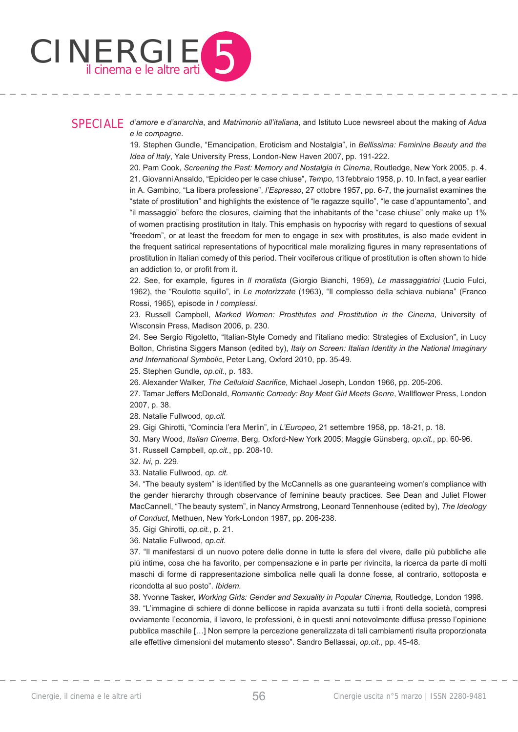*d'amore e d'anarchia*, and *Matrimonio all'italiana*, and Istituto Luce newsreel about the making of *Adua e le compagne*.

19. Stephen Gundle, "Emancipation, Eroticism and Nostalgia", in *Bellissima: Feminine Beauty and the Idea of Italy*, Yale University Press, London-New Haven 2007, pp. 191-222.

20. Pam Cook, *Screening the Past: Memory and Nostalgia in Cinema*, Routledge, New York 2005, p. 4.

21. Giovanni Ansaldo, "Epicideo per le case chiuse", *Tempo*, 13 febbraio 1958, p. 10. In fact, a year earlier in A. Gambino, "La libera professione", *l'Espresso*, 27 ottobre 1957, pp. 6-7, the journalist examines the "state of prostitution" and highlights the existence of "le ragazze squillo", "le case d'appuntamento", and "il massaggio" before the closures, claiming that the inhabitants of the "case chiuse" only make up 1% of women practising prostitution in Italy. This emphasis on hypocrisy with regard to questions of sexual "freedom", or at least the freedom for men to engage in sex with prostitutes, is also made evident in the frequent satirical representations of hypocritical male moralizing figures in many representations of prostitution in Italian comedy of this period. Their vociferous critique of prostitution is often shown to hide an addiction to, or profit from it.

22. See, for example, figures in *Il moralista* (Giorgio Bianchi, 1959), *Le massaggiatrici* (Lucio Fulci, 1962), the "Roulotte squillo", in *Le motorizzate* (1963), "Il complesso della schiava nubiana" (Franco Rossi, 1965), episode in *I complessi*.

23. Russell Campbell, *Marked Women: Prostitutes and Prostitution in the Cinema*, University of Wisconsin Press, Madison 2006, p. 230.

24. See Sergio Rigoletto, "Italian-Style Comedy and l'italiano medio: Strategies of Exclusion", in Lucy Bolton, Christina Siggers Manson (edited by), *Italy on Screen: Italian Identity in the National Imaginary and International Symbolic*, Peter Lang, Oxford 2010, pp. 35-49.

25. Stephen Gundle, *op.cit.*, p. 183.

26. Alexander Walker, *The Celluloid Sacrifice*, Michael Joseph, London 1966, pp. 205-206.

27. Tamar Jeffers McDonald, *Romantic Comedy: Boy Meet Girl Meets Genre*, Wallflower Press, London 2007, p. 38.

28. Natalie Fullwood, *op.cit.*

29. Gigi Ghirotti, "Comincia l'era Merlin", in *L'Europeo*, 21 settembre 1958, pp. 18-21, p. 18.

30. Mary Wood, *Italian Cinema*, Berg, Oxford-New York 2005; Maggie Günsberg, *op.cit.*, pp. 60-96.

31. Russell Campbell, *op.cit.*, pp. 208-10.

32. *Ivi*, p. 229.

33. Natalie Fullwood, *op. cit.*

34. "The beauty system" is identified by the McCannells as one guaranteeing women's compliance with the gender hierarchy through observance of feminine beauty practices. See Dean and Juliet Flower MacCannell, "The beauty system", in Nancy Armstrong, Leonard Tennenhouse (edited by), *The Ideology of Conduct*, Methuen, New York-London 1987, pp. 206-238.

35. Gigi Ghirotti, *op.cit.*, p. 21.

36. Natalie Fullwood, *op.cit.*

37. "Il manifestarsi di un nuovo potere delle donne in tutte le sfere del vivere, dalle più pubbliche alle più intime, cosa che ha favorito, per compensazione e in parte per rivincita, la ricerca da parte di molti maschi di forme di rappresentazione simbolica nelle quali la donne fosse, al contrario, sottoposta e ricondotta al suo posto". *Ibidem.*

38. Yvonne Tasker, *Working Girls: Gender and Sexuality in Popular Cinema,* Routledge, London 1998.

39. "L'immagine di schiere di donne bellicose in rapida avanzata su tutti i fronti della società, compresi ovviamente l'economia, il lavoro, le professioni, è in questi anni notevolmente diffusa presso l'opinione pubblica maschile […] Non sempre la percezione generalizzata di tali cambiamenti risulta proporzionata alle effettive dimensioni del mutamento stesso". Sandro Bellassai, *op.cit.*, pp. 45-48.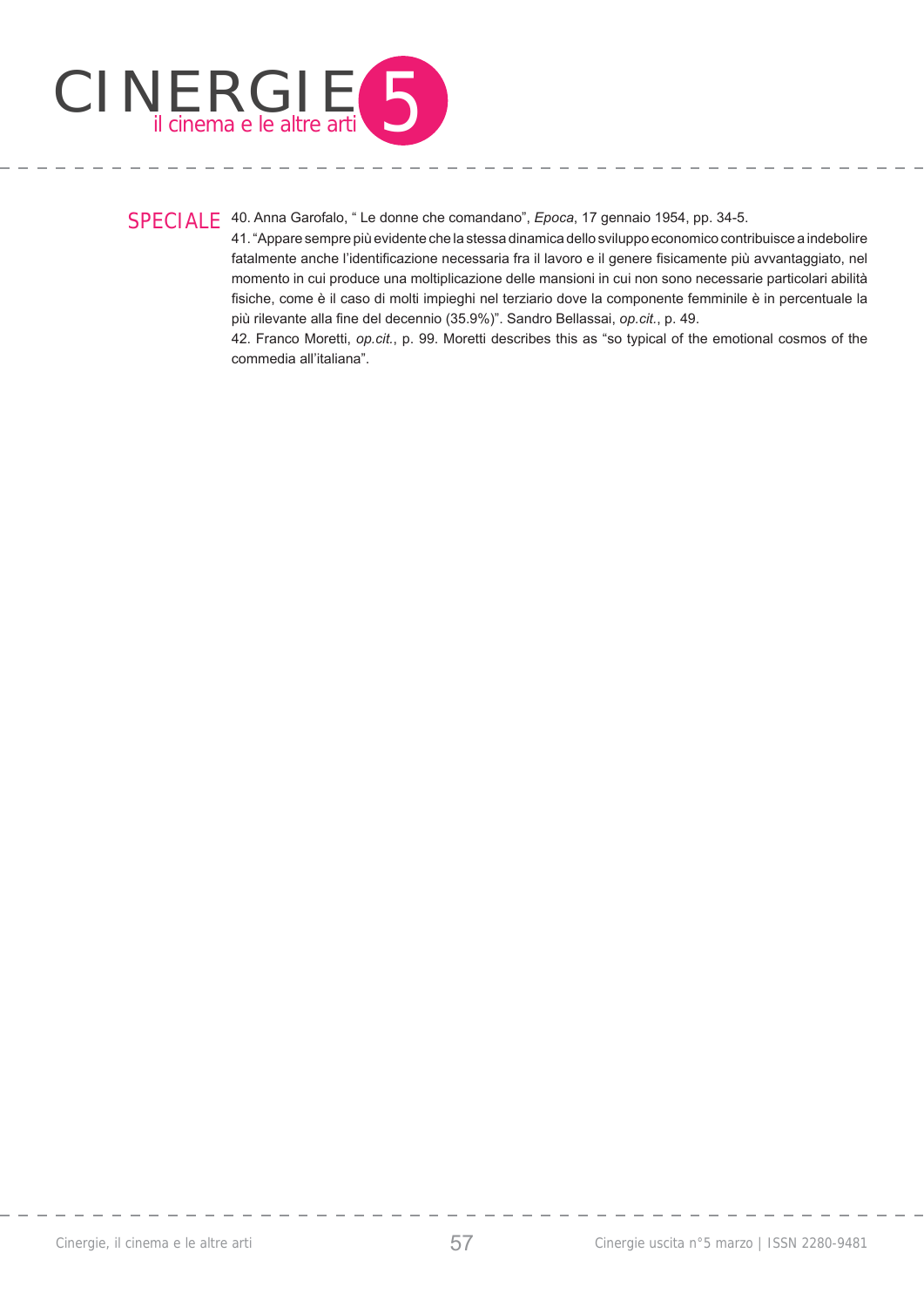SPECIALE

40. Anna Garofalo, " Le donne che comandano", *Epoca*, 17 gennaio 1954, pp. 34-5.

41. "Appare sempre più evidente che la stessa dinamica dello sviluppo economico contribuisce a indebolire fatalmente anche l'identificazione necessaria fra il lavoro e il genere fisicamente più avvantaggiato, nel momento in cui produce una moltiplicazione delle mansioni in cui non sono necessarie particolari abilità fisiche, come è il caso di molti impieghi nel terziario dove la componente femminile è in percentuale la più rilevante alla fine del decennio (35.9%)". Sandro Bellassai, *op.cit.*, p. 49.

42. Franco Moretti, *op.cit.*, p. 99. Moretti describes this as "so typical of the emotional cosmos of the commedia all'italiana".